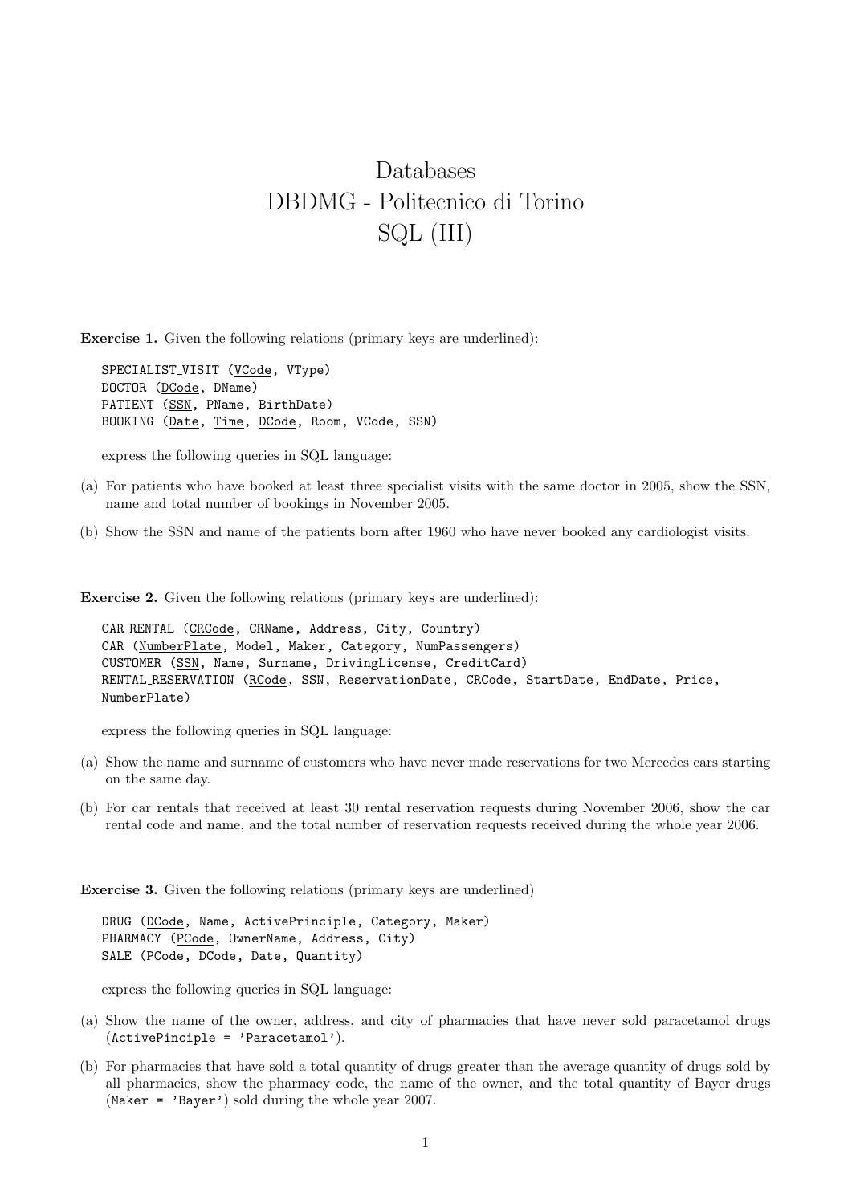# Databases
# DBDMG - Politecnico di Torino
# SQL (III)

**Exercise 1.** Given the following relations (primary keys are underlined):

```
SPECIALIST_VISIT (VCode, VType)
DOCTOR (DCode, DName)
PATIENT (SSN, PName, BirthDate)
BOOKING (Date, Time, DCode, Room, VCode, SSN)
```

express the following queries in SQL language:

(a) For patients who have booked at least three specialist visits with the same doctor in 2005, show the SSN, name and total number of bookings in November 2005.

(b) Show the SSN and name of the patients born after 1960 who have never booked any cardiologist visits.

**Exercise 2.** Given the following relations (primary keys are underlined):

```
CAR_RENTAL (CRCode, CRName, Address, City, Country)
CAR (NumberPlate, Model, Maker, Category, NumPassengers)
CUSTOMER (SSN, Name, Surname, DrivingLicense, CreditCard)
RENTAL_RESERVATION (RCode, SSN, ReservationDate, CRCode, StartDate, EndDate, Price,
NumberPlate)
```

express the following queries in SQL language:

(a) Show the name and surname of customers who have never made reservations for two Mercedes cars starting on the same day.

(b) For car rentals that received at least 30 rental reservation requests during November 2006, show the car rental code and name, and the total number of reservation requests received during the whole year 2006.

**Exercise 3.** Given the following relations (primary keys are underlined)

```
DRUG (DCode, Name, ActivePrinciple, Category, Maker)
PHARMACY (PCode, OwnerName, Address, City)
SALE (PCode, DCode, Date, Quantity)
```

express the following queries in SQL language:

(a) Show the name of the owner, address, and city of pharmacies that have never sold paracetamol drugs (`ActivePinciple = 'Paracetamol'`).

(b) For pharmacies that have sold a total quantity of drugs greater than the average quantity of drugs sold by all pharmacies, show the pharmacy code, the name of the owner, and the total quantity of Bayer drugs (`Maker = 'Bayer'`) sold during the whole year 2007.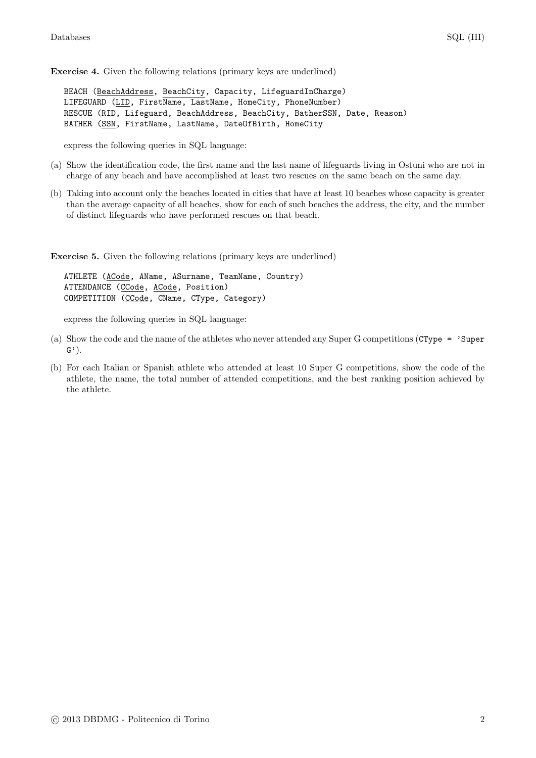**Exercise 4.** Given the following relations (primary keys are underlined)

```
BEACH (BeachAddress, BeachCity, Capacity, LifeguardInCharge)
LIFEGUARD (LID, FirstName, LastName, HomeCity, PhoneNumber)
RESCUE (RID, Lifeguard, BeachAddress, BeachCity, BatherSSN, Date, Reason)
BATHER (SSN, FirstName, LastName, DateOfBirth, HomeCity
```

express the following queries in SQL language:

(a) Show the identification code, the first name and the last name of lifeguards living in Ostuni who are not in charge of any beach and have accomplished at least two rescues on the same beach on the same day.

(b) Taking into account only the beaches located in cities that have at least 10 beaches whose capacity is greater than the average capacity of all beaches, show for each of such beaches the address, the city, and the number of distinct lifeguards who have performed rescues on that beach.

**Exercise 5.** Given the following relations (primary keys are underlined)

```
ATHLETE (ACode, AName, ASurname, TeamName, Country)
ATTENDANCE (CCode, ACode, Position)
COMPETITION (CCode, CName, CType, Category)
```

express the following queries in SQL language:

(a) Show the code and the name of the athletes who never attended any Super G competitions (`CType = 'Super G'`).

(b) For each Italian or Spanish athlete who attended at least 10 Super G competitions, show the code of the athlete, the name, the total number of attended competitions, and the best ranking position achieved by the athlete.